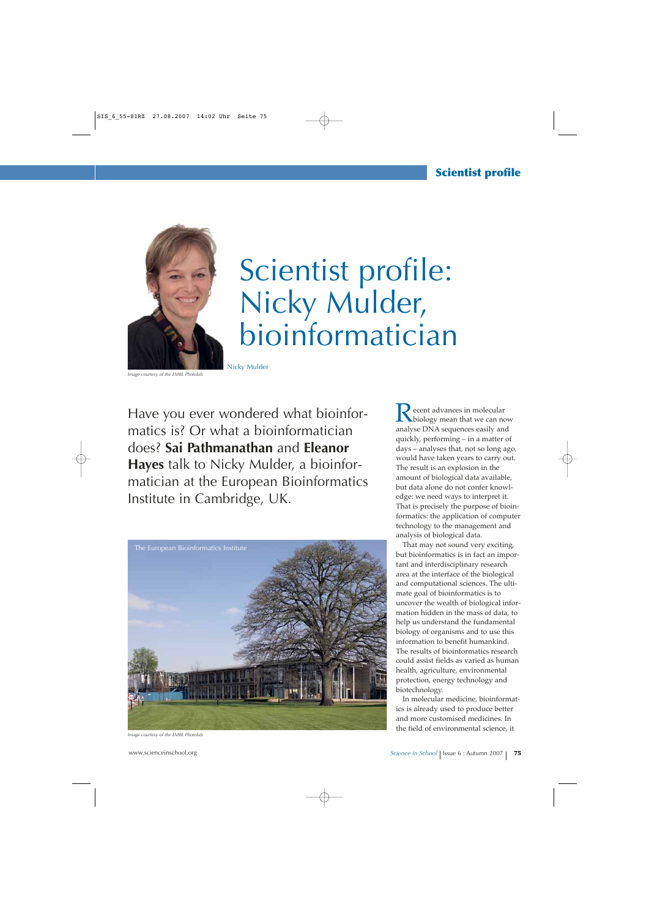# Scientist profile: Nicky Mulder, bioinformatician

Nicky Mulder

*Image courtesy of the EMBL Photolab*

Have you ever wondered what bioinformatics is? Or what a bioinformatician does? **Sai Pathmanathan** and **Eleanor Hayes** talk to Nicky Mulder, a bioinformatician at the European Bioinformatics Institute in Cambridge, UK.

The European Bioinformatics Institute

*Image courtesy of the EMBL Photolab*

Recent advances in molecular biology mean that we can now analyse DNA sequences easily and quickly, performing – in a matter of days – analyses that, not so long ago, would have taken years to carry out. The result is an explosion in the amount of biological data available, but data alone do not confer knowledge: we need ways to interpret it. That is precisely the purpose of bioinformatics: the application of computer technology to the management and analysis of biological data.

That may not sound very exciting, but bioinformatics is in fact an important and interdisciplinary research area at the interface of the biological and computational sciences. The ultimate goal of bioinformatics is to uncover the wealth of biological information hidden in the mass of data, to help us understand the fundamental biology of organisms and to use this information to benefit humankind. The results of bioinformatics research could assist fields as varied as human health, agriculture, environmental protection, energy technology and biotechnology.

In molecular medicine, bioinformatics is already used to produce better and more customised medicines. In the field of environmental science, it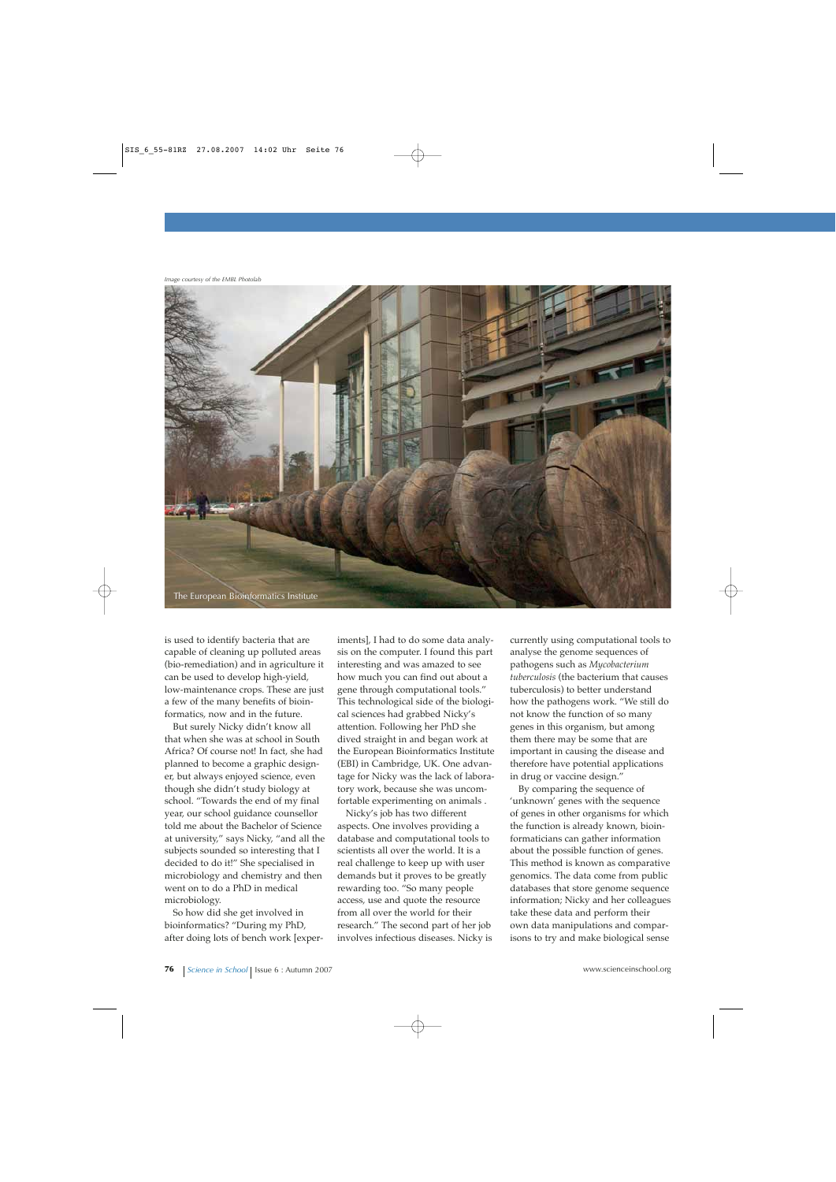Image courtesy of the EMBL Photolab

The European Bioinformatics Institute

is used to identify bacteria that are capable of cleaning up polluted areas (bio-remediation) and in agriculture it can be used to develop high-yield, low-maintenance crops. These are just a few of the many benefits of bioinformatics, now and in the future.

But surely Nicky didn't know all that when she was at school in South Africa? Of course not! In fact, she had planned to become a graphic designer, but always enjoyed science, even though she didn't study biology at school. "Towards the end of my final year, our school guidance counsellor told me about the Bachelor of Science at university," says Nicky, "and all the subjects sounded so interesting that I decided to do it!" She specialised in microbiology and chemistry and then went on to do a PhD in medical microbiology.

So how did she get involved in bioinformatics? "During my PhD, after doing lots of bench work [experiments], I had to do some data analysis on the computer. I found this part interesting and was amazed to see how much you can find out about a gene through computational tools." This technological side of the biological sciences had grabbed Nicky's attention. Following her PhD she dived straight in and began work at the European Bioinformatics Institute (EBI) in Cambridge, UK. One advantage for Nicky was the lack of laboratory work, because she was uncomfortable experimenting on animals .

Nicky's job has two different aspects. One involves providing a database and computational tools to scientists all over the world. It is a real challenge to keep up with user demands but it proves to be greatly rewarding too. "So many people access, use and quote the resource from all over the world for their research." The second part of her job involves infectious diseases. Nicky is currently using computational tools to analyse the genome sequences of pathogens such as *Mycobacterium tuberculosis* (the bacterium that causes tuberculosis) to better understand how the pathogens work. "We still do not know the function of so many genes in this organism, but among them there may be some that are important in causing the disease and therefore have potential applications in drug or vaccine design."

By comparing the sequence of 'unknown' genes with the sequence of genes in other organisms for which the function is already known, bioinformaticians can gather information about the possible function of genes. This method is known as comparative genomics. The data come from public databases that store genome sequence information; Nicky and her colleagues take these data and perform their own data manipulations and comparisons to try and make biological sense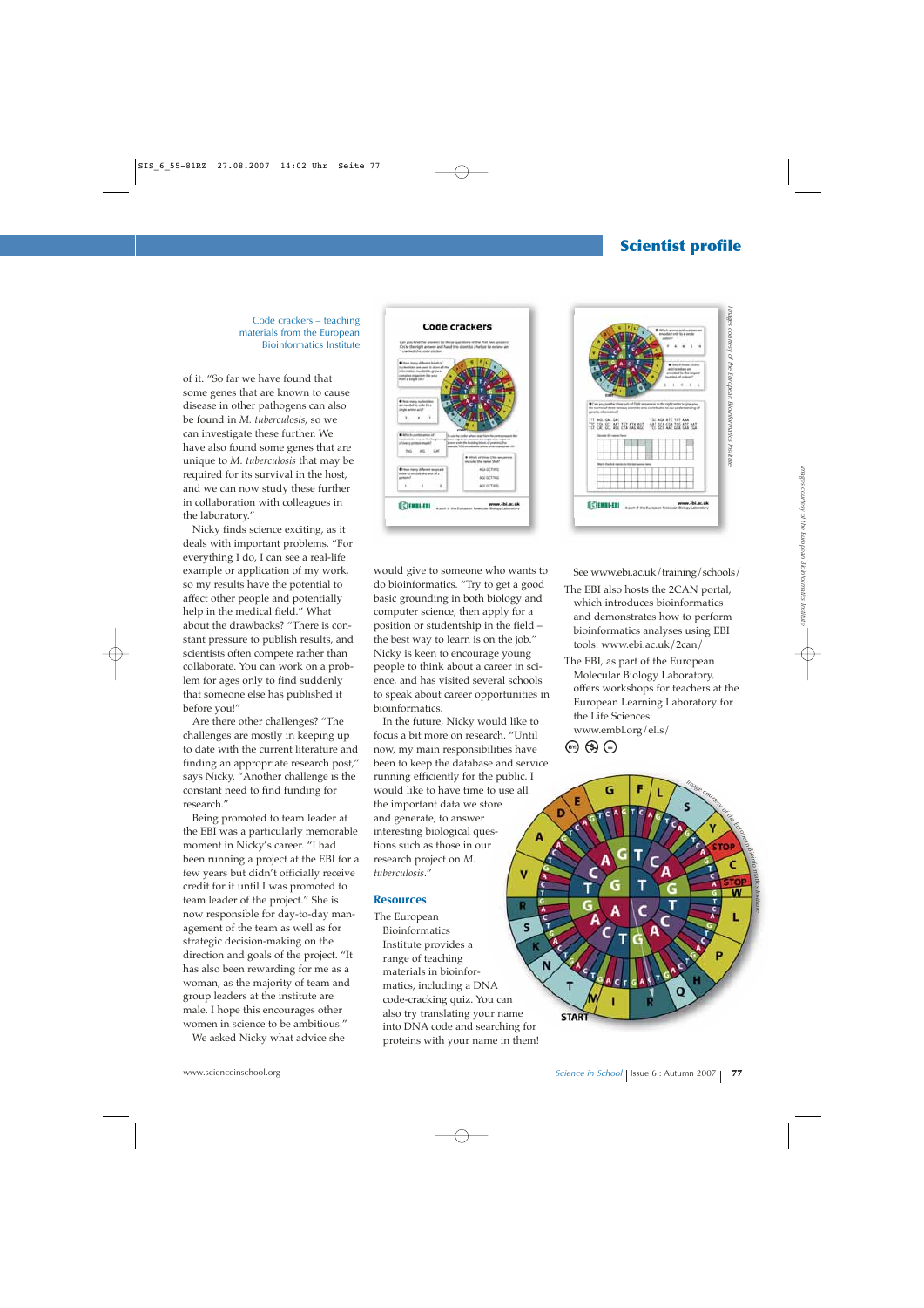Code crackers – teaching materials from the European Bioinformatics Institute

of it. "So far we have found that some genes that are known to cause disease in other pathogens can also be found in *M. tuberculosis*, so we can investigate these further. We have also found some genes that are unique to *M. tuberculosis* that may be required for its survival in the host, and we can now study these further in collaboration with colleagues in the laboratory."

Nicky finds science exciting, as it deals with important problems. "For everything I do, I can see a real-life example or application of my work, so my results have the potential to affect other people and potentially help in the medical field." What about the drawbacks? "There is constant pressure to publish results, and scientists often compete rather than collaborate. You can work on a problem for ages only to find suddenly that someone else has published it before you!"

Are there other challenges? "The challenges are mostly in keeping up to date with the current literature and finding an appropriate research post," says Nicky. "Another challenge is the constant need to find funding for research."

Being promoted to team leader at the EBI was a particularly memorable moment in Nicky's career. "I had been running a project at the EBI for a few years but didn't officially receive credit for it until I was promoted to team leader of the project." She is now responsible for day-to-day management of the team as well as for strategic decision-making on the direction and goals of the project. "It has also been rewarding for me as a woman, as the majority of team and group leaders at the institute are male. I hope this encourages other women in science to be ambitious."

We asked Nicky what advice she would give to someone who wants to do bioinformatics. "Try to get a good basic grounding in both biology and computer science, then apply for a position or studentship in the field – the best way to learn is on the job." Nicky is keen to encourage young people to think about a career in science, and has visited several schools to speak about career opportunities in bioinformatics.

In the future, Nicky would like to focus a bit more on research. "Until now, my main responsibilities have been to keep the database and service running efficiently for the public. I would like to have time to use all the important data we store and generate, to answer interesting biological questions such as those in our research project on *M. tuberculosis*."

## Resources

The European Bioinformatics Institute provides a range of teaching materials in bioinformatics, including a DNA code-cracking quiz. You can also try translating your name into DNA code and searching for proteins with your name in them!

See www.ebi.ac.uk/training/schools/

The EBI also hosts the 2CAN portal, which introduces bioinformatics and demonstrates how to perform bioinformatics analyses using EBI tools: www.ebi.ac.uk/2can/

The EBI, as part of the European Molecular Biology Laboratory, offers workshops for teachers at the European Learning Laboratory for the Life Sciences: www.embl.org/ells/

Images courtesy of the European Bioinformatics Institute